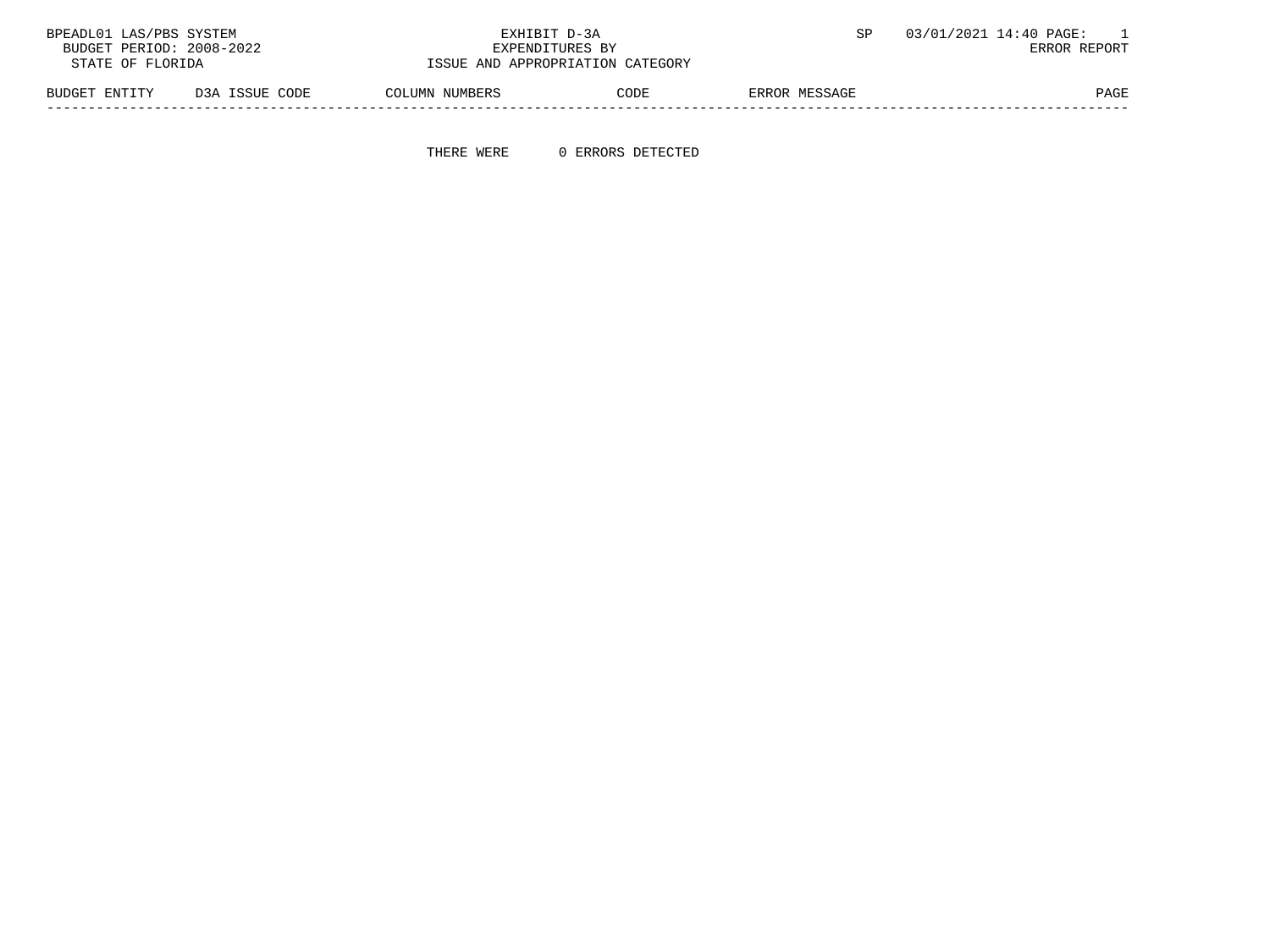BPEADL01 LAS/PBS SYSTEM

BUDGET PERIOD: 2008-2022

STATE OF FLORIDA

EXHIBIT D-3A

EXPENDITURES BY

ISSUE AND APPROPRIATION CATEGORY

SP 03/01/2021 14:40 PAGE: 1

ERROR REPORT

| BUDGET ENTITY | D3A ISSUE CODE | COLUMN NUMBERS | CODE | ERROR MESSAGE | PAGE |
|---|---|---|---|---|---|

THERE WERE 0 ERRORS DETECTED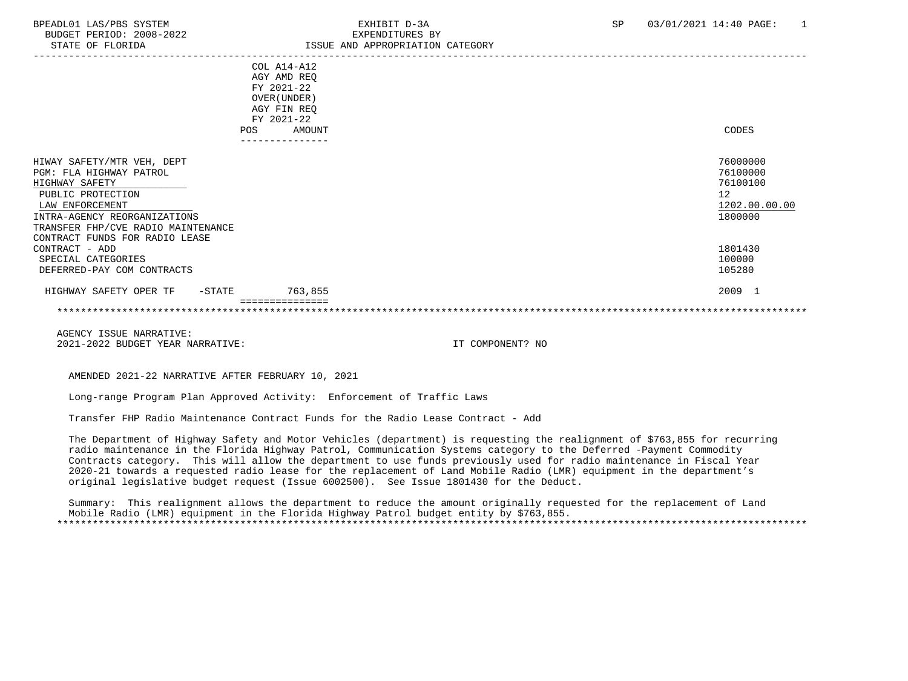BPEADL01 LAS/PBS SYSTEM | EXHIBIT D-3A | SP 03/01/2021 14:40

BUDGET PERIOD: 2008-2022 | EXPENDITURES BY

STATE OF FLORIDA | ISSUE AND APPROPRIATION CATEGORY

| | COL A14-A12 AGY AMD REQ FY 2021-22 OVER(UNDER) AGY FIN REQ FY 2021-22 POS AMOUNT | CODES |
|---|---|---|
| HIWAY SAFETY/MTR VEH, DEPT | | 76000000 |
| PGM: FLA HIGHWAY PATROL | | 76100000 |
| HIGHWAY SAFETY | | 76100100 |
| PUBLIC PROTECTION | | 12 |
| LAW ENFORCEMENT | | 1202.00.00.00 |
| INTRA-AGENCY REORGANIZATIONS | | 1800000 |
| TRANSFER FHP/CVE RADIO MAINTENANCE CONTRACT FUNDS FOR RADIO LEASE CONTRACT - ADD | | 1801430 |
| SPECIAL CATEGORIES | | 100000 |
| DEFERRED-PAY COM CONTRACTS | | 105280 |
| HIGHWAY SAFETY OPER TF -STATE | 763,855 | 2009 1 |

AGENCY ISSUE NARRATIVE:

2021-2022 BUDGET YEAR NARRATIVE: IT COMPONENT? NO

AMENDED 2021-22 NARRATIVE AFTER FEBRUARY 10, 2021

Long-range Program Plan Approved Activity: Enforcement of Traffic Laws

Transfer FHP Radio Maintenance Contract Funds for the Radio Lease Contract - Add

The Department of Highway Safety and Motor Vehicles (department) is requesting the realignment of $763,855 for recurring radio maintenance in the Florida Highway Patrol, Communication Systems category to the Deferred -Payment Commodity Contracts category. This will allow the department to use funds previously used for radio maintenance in Fiscal Year 2020-21 towards a requested radio lease for the replacement of Land Mobile Radio (LMR) equipment in the department's original legislative budget request (Issue 6002500). See Issue 1801430 for the Deduct.

Summary: This realignment allows the department to reduce the amount originally requested for the replacement of Land Mobile Radio (LMR) equipment in the Florida Highway Patrol budget entity by $763,855.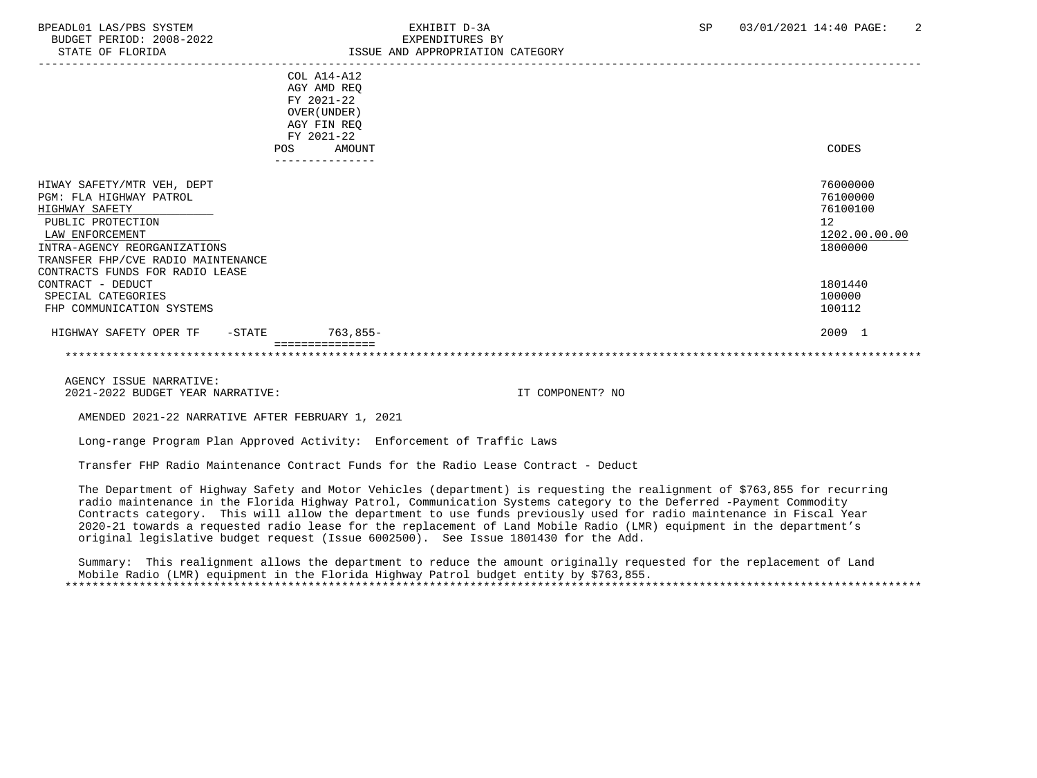BPEADL01 LAS/PBS SYSTEM | EXHIBIT D-3A | SP 03/01/2021 14:40 PAGE: 2
BUDGET PERIOD: 2008-2022 | EXPENDITURES BY
STATE OF FLORIDA | ISSUE AND APPROPRIATION CATEGORY

| | COL A14-A12 AGY AMD REQ FY 2021-22 OVER(UNDER) AGY FIN REQ FY 2021-22 POS | AMOUNT | CODES |
|---|---|---|---|
| HIWAY SAFETY/MTR VEH, DEPT | | | 76000000 |
| PGM: FLA HIGHWAY PATROL | | | 76100000 |
| HIGHWAY SAFETY | | | 76100100 |
| PUBLIC PROTECTION | | | 12 |
| LAW ENFORCEMENT | | | 1202.00.00.00 |
| INTRA-AGENCY REORGANIZATIONS | | | 1800000 |
| TRANSFER FHP/CVE RADIO MAINTENANCE CONTRACTS FUNDS FOR RADIO LEASE CONTRACT - DEDUCT | | | 1801440 |
| SPECIAL CATEGORIES | | | 100000 |
| FHP COMMUNICATION SYSTEMS | | | 100112 |
| HIGHWAY SAFETY OPER TF -STATE | | 763,855- | 2009 1 |

AGENCY ISSUE NARRATIVE:
2021-2022 BUDGET YEAR NARRATIVE: IT COMPONENT? NO

AMENDED 2021-22 NARRATIVE AFTER FEBRUARY 1, 2021

Long-range Program Plan Approved Activity: Enforcement of Traffic Laws

Transfer FHP Radio Maintenance Contract Funds for the Radio Lease Contract - Deduct

The Department of Highway Safety and Motor Vehicles (department) is requesting the realignment of $763,855 for recurring radio maintenance in the Florida Highway Patrol, Communication Systems category to the Deferred -Payment Commodity Contracts category. This will allow the department to use funds previously used for radio maintenance in Fiscal Year 2020-21 towards a requested radio lease for the replacement of Land Mobile Radio (LMR) equipment in the department's original legislative budget request (Issue 6002500). See Issue 1801430 for the Add.

Summary: This realignment allows the department to reduce the amount originally requested for the replacement of Land Mobile Radio (LMR) equipment in the Florida Highway Patrol budget entity by $763,855.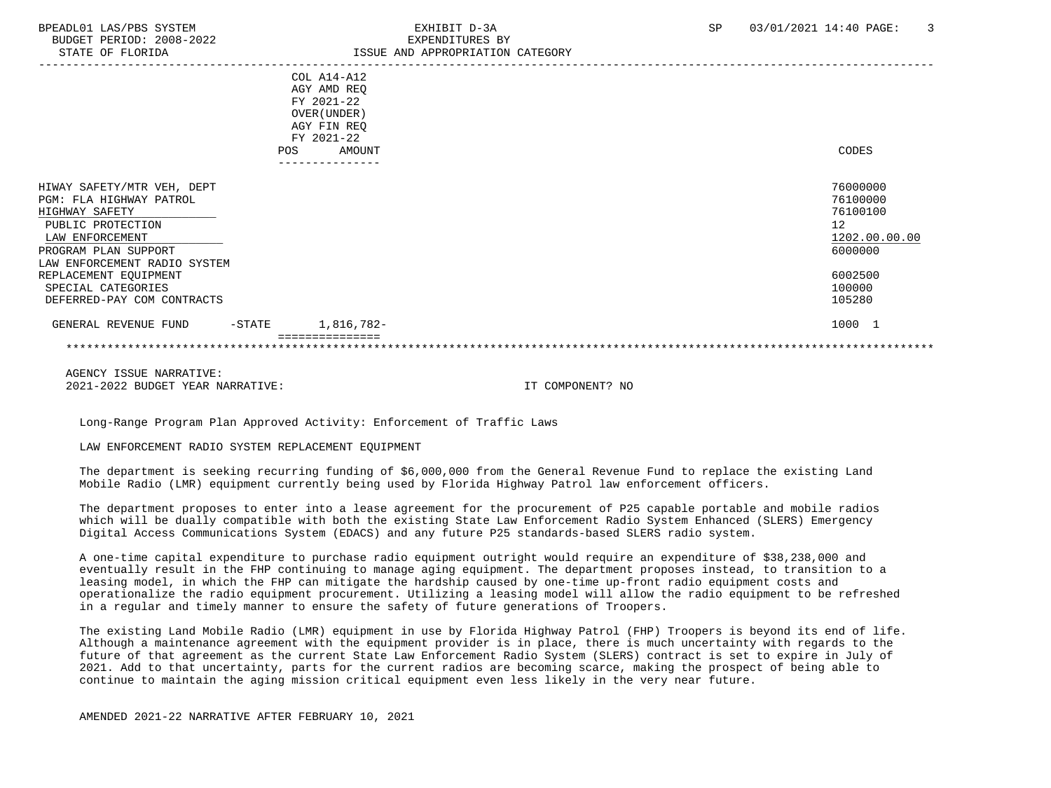| | COL A14-A12 AGY AMD REQ FY 2021-22 OVER(UNDER) AGY FIN REQ FY 2021-22 POS AMOUNT | CODES |
|---|---|---|
| HIWAY SAFETY/MTR VEH, DEPT | | 76000000 |
| PGM: FLA HIGHWAY PATROL | | 76100000 |
| HIGHWAY SAFETY | | 76100100 |
| PUBLIC PROTECTION | | 12 |
| LAW ENFORCEMENT | | 1202.00.00.00 |
| PROGRAM PLAN SUPPORT | | 6000000 |
| LAW ENFORCEMENT RADIO SYSTEM REPLACEMENT EQUIPMENT | | 6002500 |
| SPECIAL CATEGORIES | | 100000 |
| DEFERRED-PAY COM CONTRACTS | | 105280 |
| GENERAL REVENUE FUND -STATE | 1,816,782- | 1000 1 |

AGENCY ISSUE NARRATIVE:

2021-2022 BUDGET YEAR NARRATIVE: IT COMPONENT? NO

Long-Range Program Plan Approved Activity: Enforcement of Traffic Laws

LAW ENFORCEMENT RADIO SYSTEM REPLACEMENT EQUIPMENT

The department is seeking recurring funding of $6,000,000 from the General Revenue Fund to replace the existing Land Mobile Radio (LMR) equipment currently being used by Florida Highway Patrol law enforcement officers.

The department proposes to enter into a lease agreement for the procurement of P25 capable portable and mobile radios which will be dually compatible with both the existing State Law Enforcement Radio System Enhanced (SLERS) Emergency Digital Access Communications System (EDACS) and any future P25 standards-based SLERS radio system.

A one-time capital expenditure to purchase radio equipment outright would require an expenditure of $38,238,000 and eventually result in the FHP continuing to manage aging equipment. The department proposes instead, to transition to a leasing model, in which the FHP can mitigate the hardship caused by one-time up-front radio equipment costs and operationalize the radio equipment procurement. Utilizing a leasing model will allow the radio equipment to be refreshed in a regular and timely manner to ensure the safety of future generations of Troopers.

The existing Land Mobile Radio (LMR) equipment in use by Florida Highway Patrol (FHP) Troopers is beyond its end of life. Although a maintenance agreement with the equipment provider is in place, there is much uncertainty with regards to the future of that agreement as the current State Law Enforcement Radio System (SLERS) contract is set to expire in July of 2021. Add to that uncertainty, parts for the current radios are becoming scarce, making the prospect of being able to continue to maintain the aging mission critical equipment even less likely in the very near future.

AMENDED 2021-22 NARRATIVE AFTER FEBRUARY 10, 2021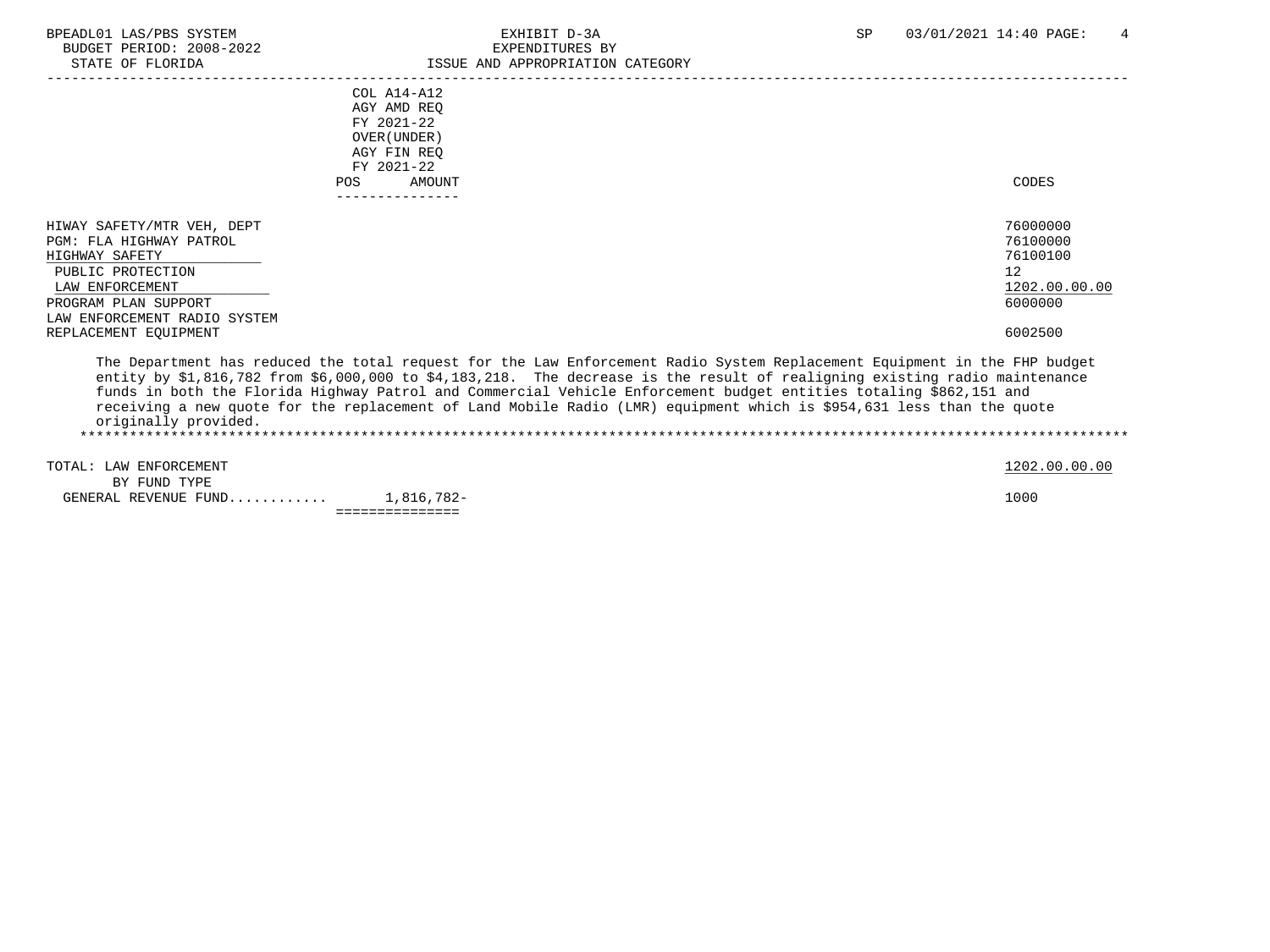BPEADL01 LAS/PBS SYSTEM — EXHIBIT D-3A — SP 03/01/2021 14:40 PAGE: 4
BUDGET PERIOD: 2008-2022 — EXPENDITURES BY
STATE OF FLORIDA — ISSUE AND APPROPRIATION CATEGORY

| | COL A14-A12 AGY AMD REQ FY 2021-22 OVER(UNDER) AGY FIN REQ FY 2021-22 POS AMOUNT | CODES |
|---|---|---|
| HIWAY SAFETY/MTR VEH, DEPT | | 76000000 |
| PGM: FLA HIGHWAY PATROL | | 76100000 |
| HIGHWAY SAFETY | | 76100100 |
| PUBLIC PROTECTION | | 12 |
| LAW ENFORCEMENT | | 1202.00.00.00 |
| PROGRAM PLAN SUPPORT | | 6000000 |
| LAW ENFORCEMENT RADIO SYSTEM REPLACEMENT EQUIPMENT | | 6002500 |

The Department has reduced the total request for the Law Enforcement Radio System Replacement Equipment in the FHP budget entity by $1,816,782 from $6,000,000 to $4,183,218. The decrease is the result of realigning existing radio maintenance funds in both the Florida Highway Patrol and Commercial Vehicle Enforcement budget entities totaling $862,151 and receiving a new quote for the replacement of Land Mobile Radio (LMR) equipment which is $954,631 less than the quote originally provided.

| | POS AMOUNT | CODES |
|---|---|---|
| TOTAL: LAW ENFORCEMENT | | 1202.00.00.00 |
| BY FUND TYPE | | |
| GENERAL REVENUE FUND........... | 1,816,782- | 1000 |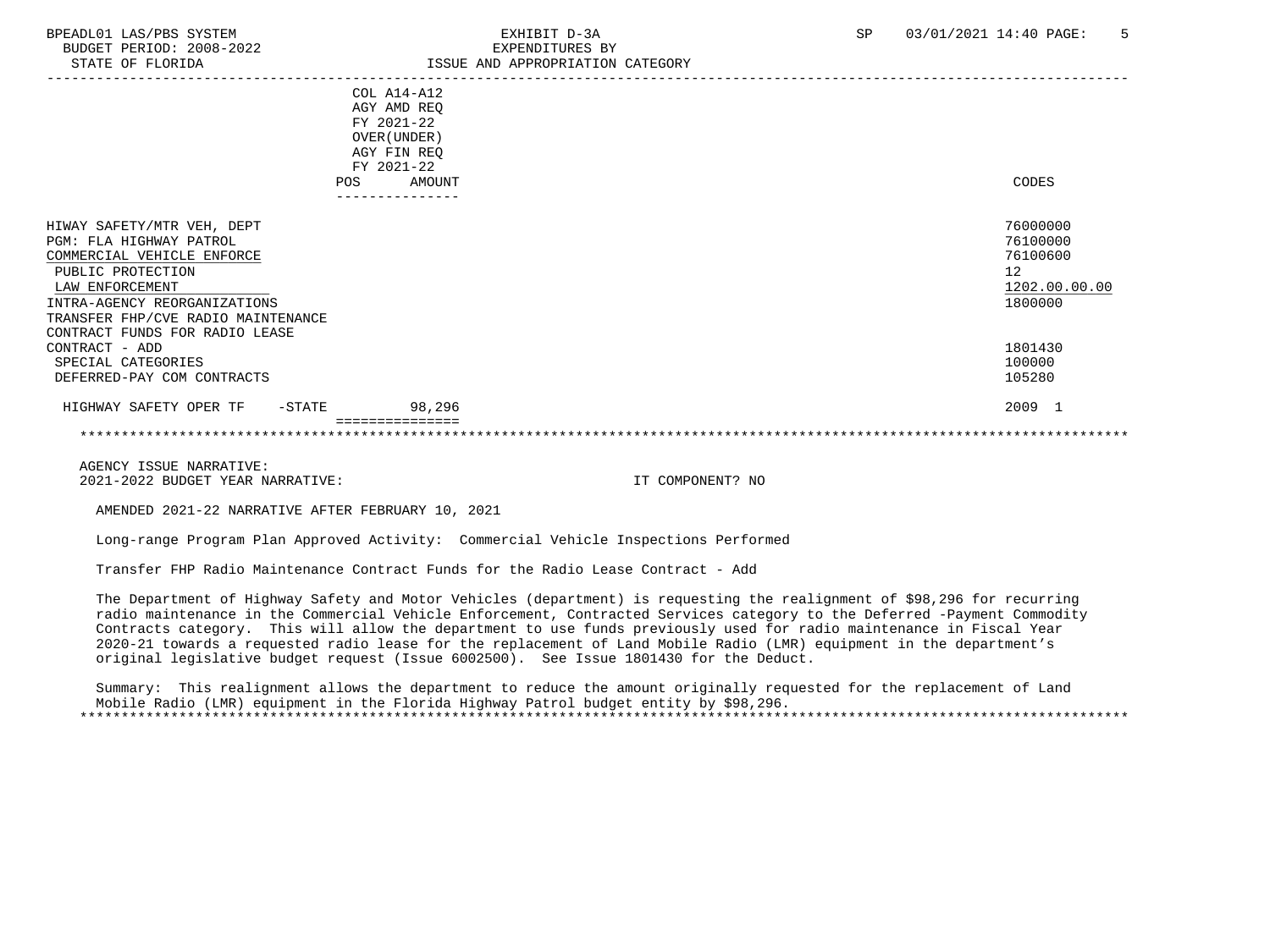EXHIBIT D-3A
EXPENDITURES BY
ISSUE AND APPROPRIATION CATEGORY

BPEADL01 LAS/PBS SYSTEM
BUDGET PERIOD: 2008-2022
STATE OF FLORIDA

SP 03/01/2021 14:40

| | COL A14-A12 AGY AMD REQ FY 2021-22 OVER(UNDER) AGY FIN REQ FY 2021-22 POS AMOUNT | CODES |
|---|---|---|
| HIWAY SAFETY/MTR VEH, DEPT | | 76000000 |
| PGM: FLA HIGHWAY PATROL | | 76100000 |
| COMMERCIAL VEHICLE ENFORCE | | 76100600 |
| PUBLIC PROTECTION | | 12 |
| LAW ENFORCEMENT | | 1202.00.00.00 |
| INTRA-AGENCY REORGANIZATIONS | | 1800000 |
| TRANSFER FHP/CVE RADIO MAINTENANCE CONTRACT FUNDS FOR RADIO LEASE CONTRACT - ADD | | 1801430 |
| SPECIAL CATEGORIES | | 100000 |
| DEFERRED-PAY COM CONTRACTS | | 105280 |
| HIGHWAY SAFETY OPER TF -STATE | 98,296 | 2009 1 |

AGENCY ISSUE NARRATIVE:
2021-2022 BUDGET YEAR NARRATIVE: IT COMPONENT? NO

AMENDED 2021-22 NARRATIVE AFTER FEBRUARY 10, 2021

Long-range Program Plan Approved Activity: Commercial Vehicle Inspections Performed

Transfer FHP Radio Maintenance Contract Funds for the Radio Lease Contract - Add

The Department of Highway Safety and Motor Vehicles (department) is requesting the realignment of $98,296 for recurring radio maintenance in the Commercial Vehicle Enforcement, Contracted Services category to the Deferred -Payment Commodity Contracts category. This will allow the department to use funds previously used for radio maintenance in Fiscal Year 2020-21 towards a requested radio lease for the replacement of Land Mobile Radio (LMR) equipment in the department's original legislative budget request (Issue 6002500). See Issue 1801430 for the Deduct.

Summary: This realignment allows the department to reduce the amount originally requested for the replacement of Land Mobile Radio (LMR) equipment in the Florida Highway Patrol budget entity by $98,296.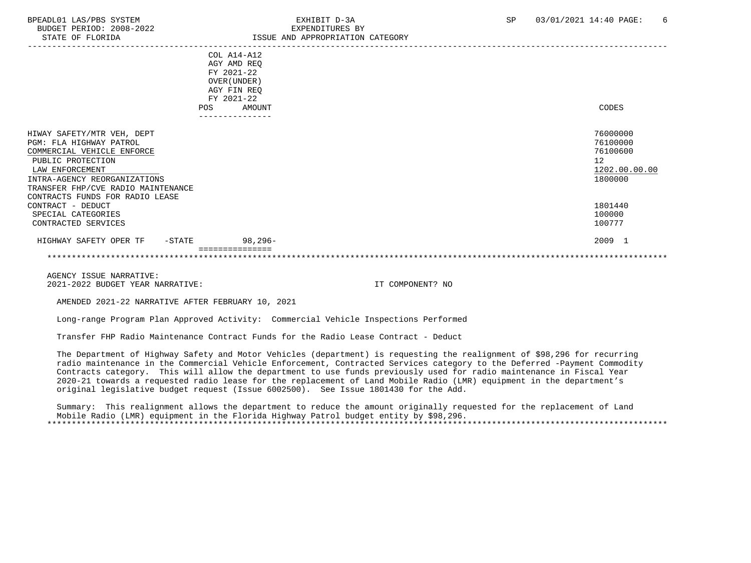BPEADL01 LAS/PBS SYSTEM
BUDGET PERIOD: 2008-2022
STATE OF FLORIDA

EXHIBIT D-3A
EXPENDITURES BY
ISSUE AND APPROPRIATION CATEGORY

SP 03/01/2021 14:40 PAGE: 6

| | COL A14-A12 AGY AMD REQ FY 2021-22 OVER(UNDER) AGY FIN REQ FY 2021-22 POS AMOUNT | CODES |
|---|---|---|
| HIWAY SAFETY/MTR VEH, DEPT | | 76000000 |
| PGM: FLA HIGHWAY PATROL | | 76100000 |
| COMMERCIAL VEHICLE ENFORCE | | 76100600 |
| PUBLIC PROTECTION | | 12 |
| LAW ENFORCEMENT | | 1202.00.00.00 |
| INTRA-AGENCY REORGANIZATIONS | | 1800000 |
| TRANSFER FHP/CVE RADIO MAINTENANCE CONTRACTS FUNDS FOR RADIO LEASE CONTRACT - DEDUCT | | 1801440 |
| SPECIAL CATEGORIES | | 100000 |
| CONTRACTED SERVICES | | 100777 |
| HIGHWAY SAFETY OPER TF -STATE | 98,296- | 2009 1 |

AGENCY ISSUE NARRATIVE:
2021-2022 BUDGET YEAR NARRATIVE: IT COMPONENT? NO

AMENDED 2021-22 NARRATIVE AFTER FEBRUARY 10, 2021

Long-range Program Plan Approved Activity: Commercial Vehicle Inspections Performed

Transfer FHP Radio Maintenance Contract Funds for the Radio Lease Contract - Deduct

The Department of Highway Safety and Motor Vehicles (department) is requesting the realignment of $98,296 for recurring radio maintenance in the Commercial Vehicle Enforcement, Contracted Services category to the Deferred -Payment Commodity Contracts category. This will allow the department to use funds previously used for radio maintenance in Fiscal Year 2020-21 towards a requested radio lease for the replacement of Land Mobile Radio (LMR) equipment in the department's original legislative budget request (Issue 6002500). See Issue 1801430 for the Add.

Summary: This realignment allows the department to reduce the amount originally requested for the replacement of Land Mobile Radio (LMR) equipment in the Florida Highway Patrol budget entity by $98,296.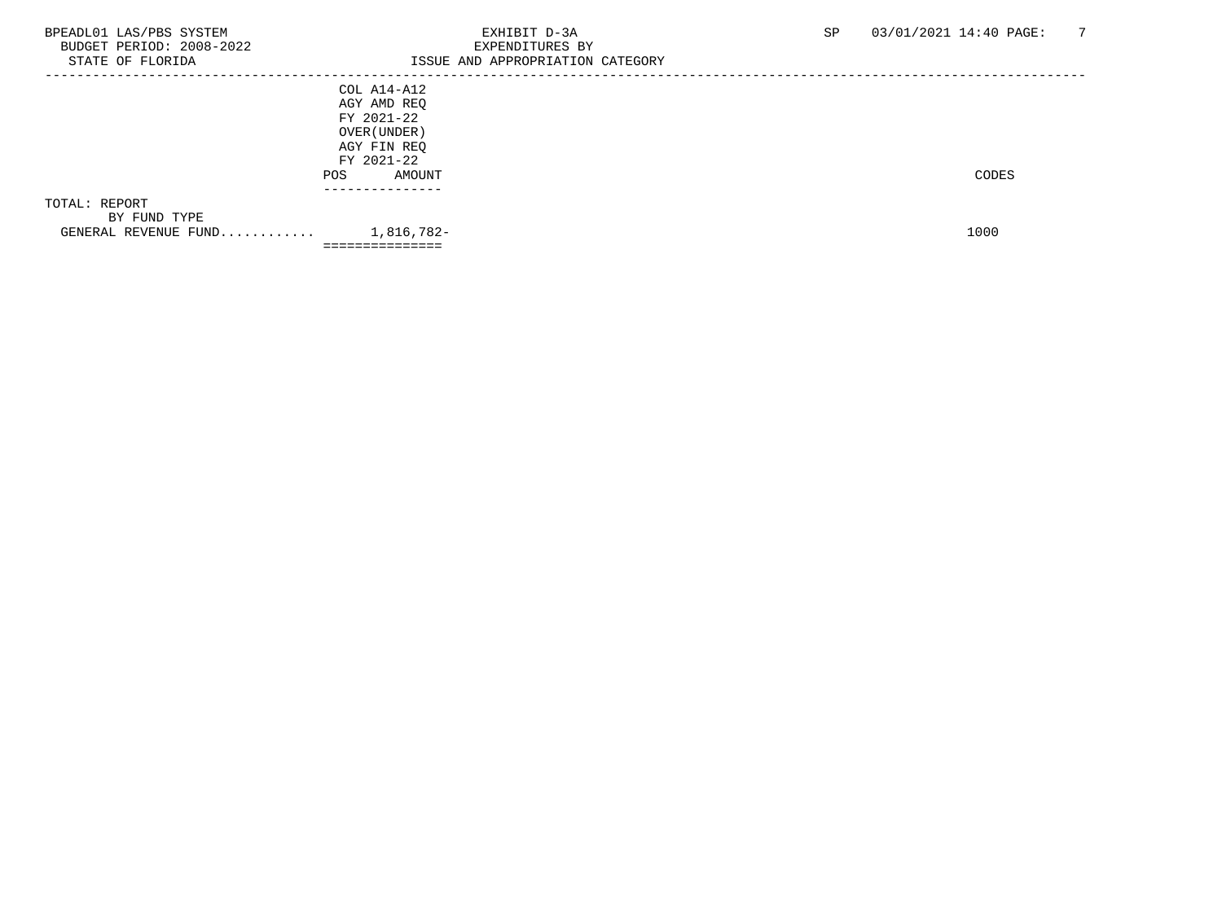BPEADL01 LAS/PBS SYSTEM
BUDGET PERIOD: 2008-2022
STATE OF FLORIDA

EXHIBIT D-3A
EXPENDITURES BY
ISSUE AND APPROPRIATION CATEGORY

SP 03/01/2021 14:40

| | COL A14-A12 AGY AMD REQ FY 2021-22 OVER(UNDER) AGY FIN REQ FY 2021-22 POS AMOUNT | CODES |
|---|---|---|
| TOTAL: REPORT | | |
| BY FUND TYPE | | |
| GENERAL REVENUE FUND............ | 1,816,782- | 1000 |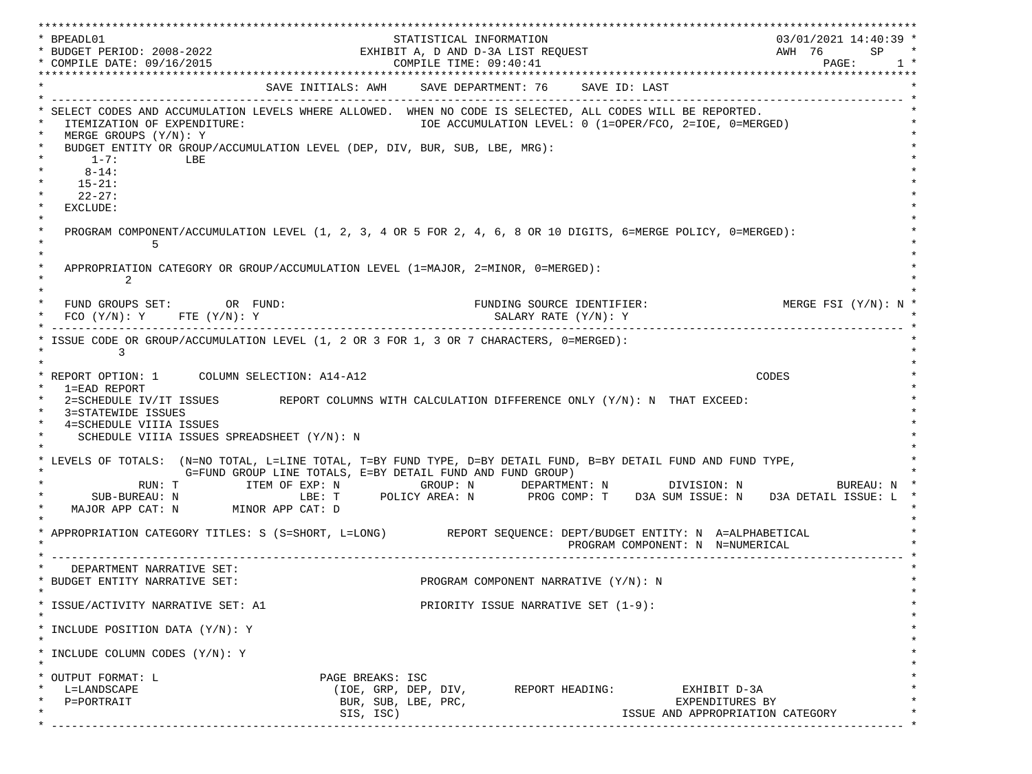```
BPEADL01                                   STATISTICAL INFORMATION                                   03/01/2021 14:40:39
BUDGET PERIOD: 2008-2022                 EXHIBIT A, D AND D-3A LIST REQUEST                          AWH  76      SP
COMPILE DATE: 09/16/2015                       COMPILE TIME: 09:40:41                                          PAGE:     1

                              SAVE INITIALS: AWH     SAVE DEPARTMENT: 76     SAVE ID: LAST
--------------------------------------------------------------------------------------------------------------------------
SELECT CODES AND ACCUMULATION LEVELS WHERE ALLOWED.  WHEN NO CODE IS SELECTED, ALL CODES WILL BE REPORTED.
  ITEMIZATION OF EXPENDITURE:                          IOE ACCUMULATION LEVEL: 0 (1=OPER/FCO, 2=IOE, 0=MERGED)
  MERGE GROUPS (Y/N): Y
  BUDGET ENTITY OR GROUP/ACCUMULATION LEVEL (DEP, DIV, BUR, SUB, LBE, MRG):
      1-7:          LBE
     8-14:
    15-21:
    22-27:
  EXCLUDE:

  PROGRAM COMPONENT/ACCUMULATION LEVEL (1, 2, 3, 4 OR 5 FOR 2, 4, 6, 8 OR 10 DIGITS, 6=MERGE POLICY, 0=MERGED):
             5

  APPROPRIATION CATEGORY OR GROUP/ACCUMULATION LEVEL (1=MAJOR, 2=MINOR, 0=MERGED):
         2

  FUND GROUPS SET:        OR  FUND:                          FUNDING SOURCE IDENTIFIER:                  MERGE FSI (Y/N): N
  FCO (Y/N): Y     FTE (Y/N): Y                                 SALARY RATE (Y/N): Y
--------------------------------------------------------------------------------------------------------------------------
ISSUE CODE OR GROUP/ACCUMULATION LEVEL (1, 2 OR 3 FOR 1, 3 OR 7 CHARACTERS, 0=MERGED):
        3

REPORT OPTION: 1      COLUMN SELECTION: A14-A12                                                    CODES
  1=EAD REPORT
  2=SCHEDULE IV/IT ISSUES         REPORT COLUMNS WITH CALCULATION DIFFERENCE ONLY (Y/N): N  THAT EXCEED:
  3=STATEWIDE ISSUES
  4=SCHEDULE VIIIA ISSUES
    SCHEDULE VIIIA ISSUES SPREADSHEET (Y/N): N

LEVELS OF TOTALS:  (N=NO TOTAL, L=LINE TOTAL, T=BY FUND TYPE, D=BY DETAIL FUND, B=BY DETAIL FUND AND FUND TYPE,
                G=FUND GROUP LINE TOTALS, E=BY DETAIL FUND AND FUND GROUP)
             RUN: T          ITEM OF EXP: N            GROUP: N       DEPARTMENT: N         DIVISION: N             BUREAU: N
      SUB-BUREAU: N                  LBE: T      POLICY AREA: N       PROG COMP: T    D3A SUM ISSUE: N    D3A DETAIL ISSUE: L
   MAJOR APP CAT: N       MINOR APP CAT: D

APPROPRIATION CATEGORY TITLES: S (S=SHORT, L=LONG)         REPORT SEQUENCE: DEPT/BUDGET ENTITY: N  A=ALPHABETICAL
                                                                             PROGRAM COMPONENT: N  N=NUMERICAL
--------------------------------------------------------------------------------------------------------------------------
   DEPARTMENT NARRATIVE SET:
BUDGET ENTITY NARRATIVE SET:                         PROGRAM COMPONENT NARRATIVE (Y/N): N

ISSUE/ACTIVITY NARRATIVE SET: A1                     PRIORITY ISSUE NARRATIVE SET (1-9):

INCLUDE POSITION DATA (Y/N): Y

INCLUDE COLUMN CODES (Y/N): Y

OUTPUT FORMAT: L                        PAGE BREAKS: ISC
  L=LANDSCAPE                            (IOE, GRP, DEP, DIV,       REPORT HEADING:          EXHIBIT D-3A
  P=PORTRAIT                              BUR, SUB, LBE, PRC,                              EXPENDITURES BY
                                          SIS, ISC)                                  ISSUE AND APPROPRIATION CATEGORY
--------------------------------------------------------------------------------------------------------------------------
```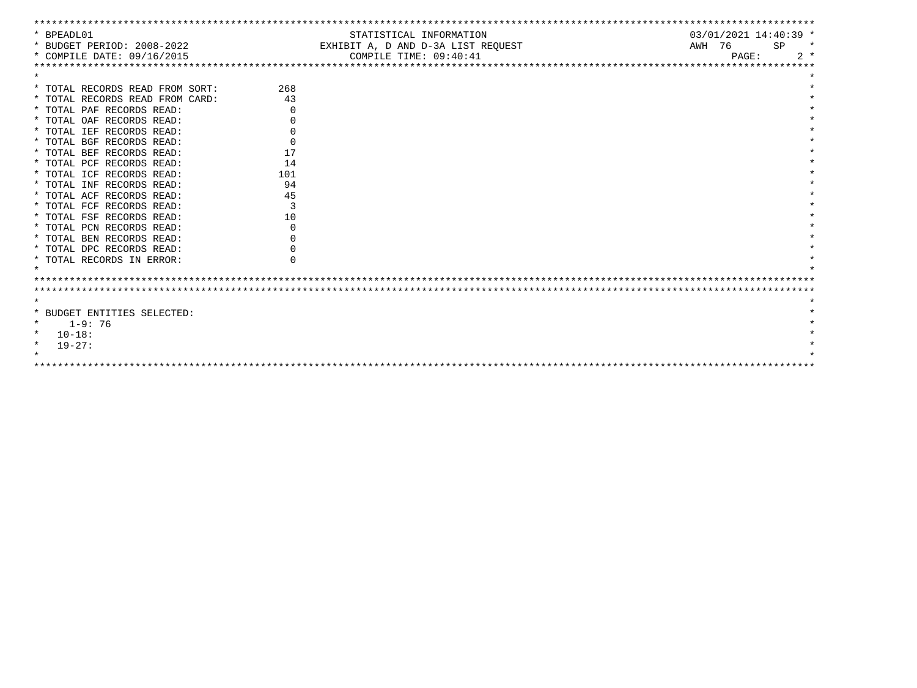```
****************************************************************************************************************************
* BPEADL01                                      STATISTICAL INFORMATION                              03/01/2021 14:40:39 *
* BUDGET PERIOD: 2008-2022                   EXHIBIT A, D AND D-3A LIST REQUEST                      AWH  76       SP     *
* COMPILE DATE: 09/16/2015                        COMPILE TIME: 09:40:41                                      PAGE:      2 *
****************************************************************************************************************************
*                                                                                                                          *
* TOTAL RECORDS READ FROM SORT:          268                                                                               *
* TOTAL RECORDS READ FROM CARD:           43                                                                               *
* TOTAL PAF RECORDS READ:                  0                                                                               *
* TOTAL OAF RECORDS READ:                  0                                                                               *
* TOTAL IEF RECORDS READ:                  0                                                                               *
* TOTAL BGF RECORDS READ:                  0                                                                               *
* TOTAL BEF RECORDS READ:                 17                                                                               *
* TOTAL PCF RECORDS READ:                 14                                                                               *
* TOTAL ICF RECORDS READ:                101                                                                               *
* TOTAL INF RECORDS READ:                 94                                                                               *
* TOTAL ACF RECORDS READ:                 45                                                                               *
* TOTAL FCF RECORDS READ:                  3                                                                               *
* TOTAL FSF RECORDS READ:                 10                                                                               *
* TOTAL PCN RECORDS READ:                  0                                                                               *
* TOTAL BEN RECORDS READ:                  0                                                                               *
* TOTAL DPC RECORDS READ:                  0                                                                               *
* TOTAL RECORDS IN ERROR:                  0                                                                               *
*                                                                                                                          *
****************************************************************************************************************************
****************************************************************************************************************************
*                                                                                                                          *
* BUDGET ENTITIES SELECTED:                                                                                                *
*     1-9: 76                                                                                                              *
*   10-18:                                                                                                                 *
*   19-27:                                                                                                                 *
*                                                                                                                          *
****************************************************************************************************************************
```